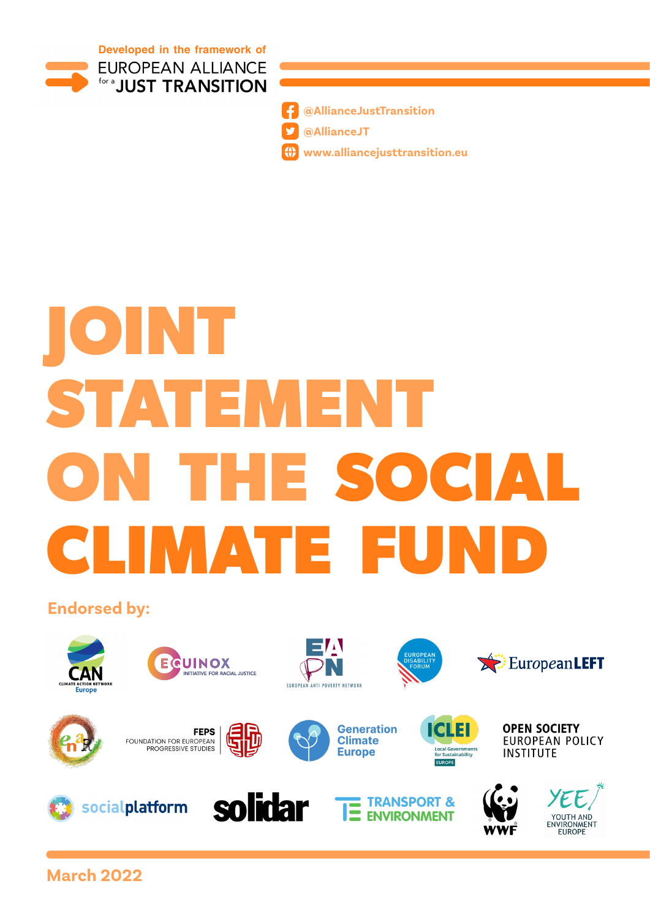Developed in the framework of
EUROPEAN ALLIANCE for a JUST TRANSITION

@AllianceJustTransition
@AllianceJT
www.alliancejusttransition.eu

# JOINT STATEMENT ON THE SOCIAL CLIMATE FUND

**Endorsed by:**

CAN Climate Action Network Europe, EQUINOX Initiative for Racial Justice, EAPN European Anti Poverty Network, European Disability Forum, European LEFT, ena, FEPS Foundation for European Progressive Studies, Generation Climate Europe, ICLEI Local Governments for Sustainability Europe, Open Society European Policy Institute, social platform, solidar, Transport & Environment, WWF, YEE Youth and Environment Europe

March 2022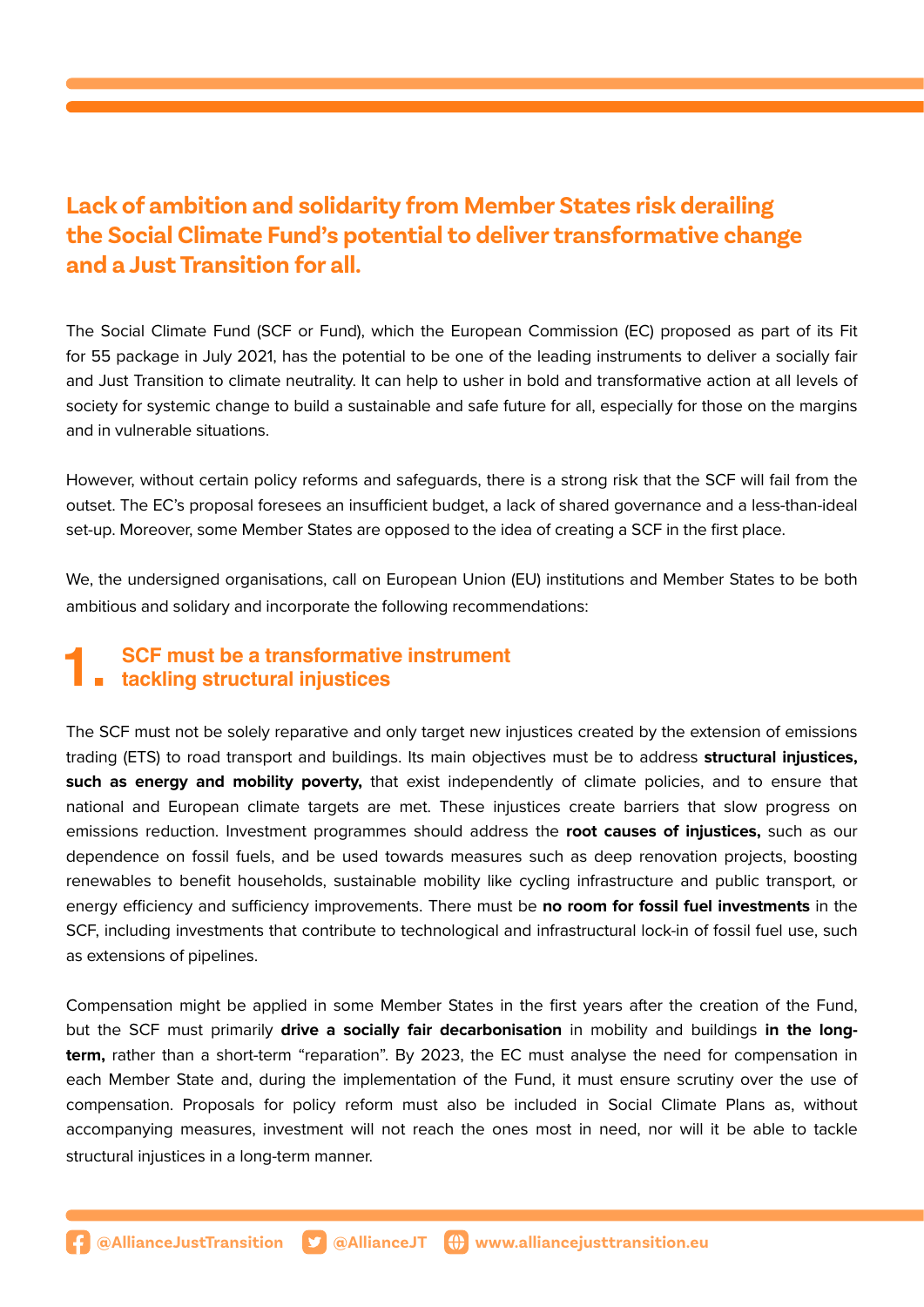## Lack of ambition and solidarity from Member States risk derailing the Social Climate Fund's potential to deliver transformative change and a Just Transition for all.

The Social Climate Fund (SCF or Fund), which the European Commission (EC) proposed as part of its Fit for 55 package in July 2021, has the potential to be one of the leading instruments to deliver a socially fair and Just Transition to climate neutrality. It can help to usher in bold and transformative action at all levels of society for systemic change to build a sustainable and safe future for all, especially for those on the margins and in vulnerable situations.

However, without certain policy reforms and safeguards, there is a strong risk that the SCF will fail from the outset. The EC's proposal foresees an insufficient budget, a lack of shared governance and a less-than-ideal set-up. Moreover, some Member States are opposed to the idea of creating a SCF in the first place.

We, the undersigned organisations, call on European Union (EU) institutions and Member States to be both ambitious and solidary and incorporate the following recommendations:

### 1. SCF must be a transformative instrument tackling structural injustices

The SCF must not be solely reparative and only target new injustices created by the extension of emissions trading (ETS) to road transport and buildings. Its main objectives must be to address **structural injustices, such as energy and mobility poverty,** that exist independently of climate policies, and to ensure that national and European climate targets are met. These injustices create barriers that slow progress on emissions reduction. Investment programmes should address the **root causes of injustices,** such as our dependence on fossil fuels, and be used towards measures such as deep renovation projects, boosting renewables to benefit households, sustainable mobility like cycling infrastructure and public transport, or energy efficiency and sufficiency improvements. There must be **no room for fossil fuel investments** in the SCF, including investments that contribute to technological and infrastructural lock-in of fossil fuel use, such as extensions of pipelines.

Compensation might be applied in some Member States in the first years after the creation of the Fund, but the SCF must primarily **drive a socially fair decarbonisation** in mobility and buildings **in the long-term,** rather than a short-term "reparation". By 2023, the EC must analyse the need for compensation in each Member State and, during the implementation of the Fund, it must ensure scrutiny over the use of compensation. Proposals for policy reform must also be included in Social Climate Plans as, without accompanying measures, investment will not reach the ones most in need, nor will it be able to tackle structural injustices in a long-term manner.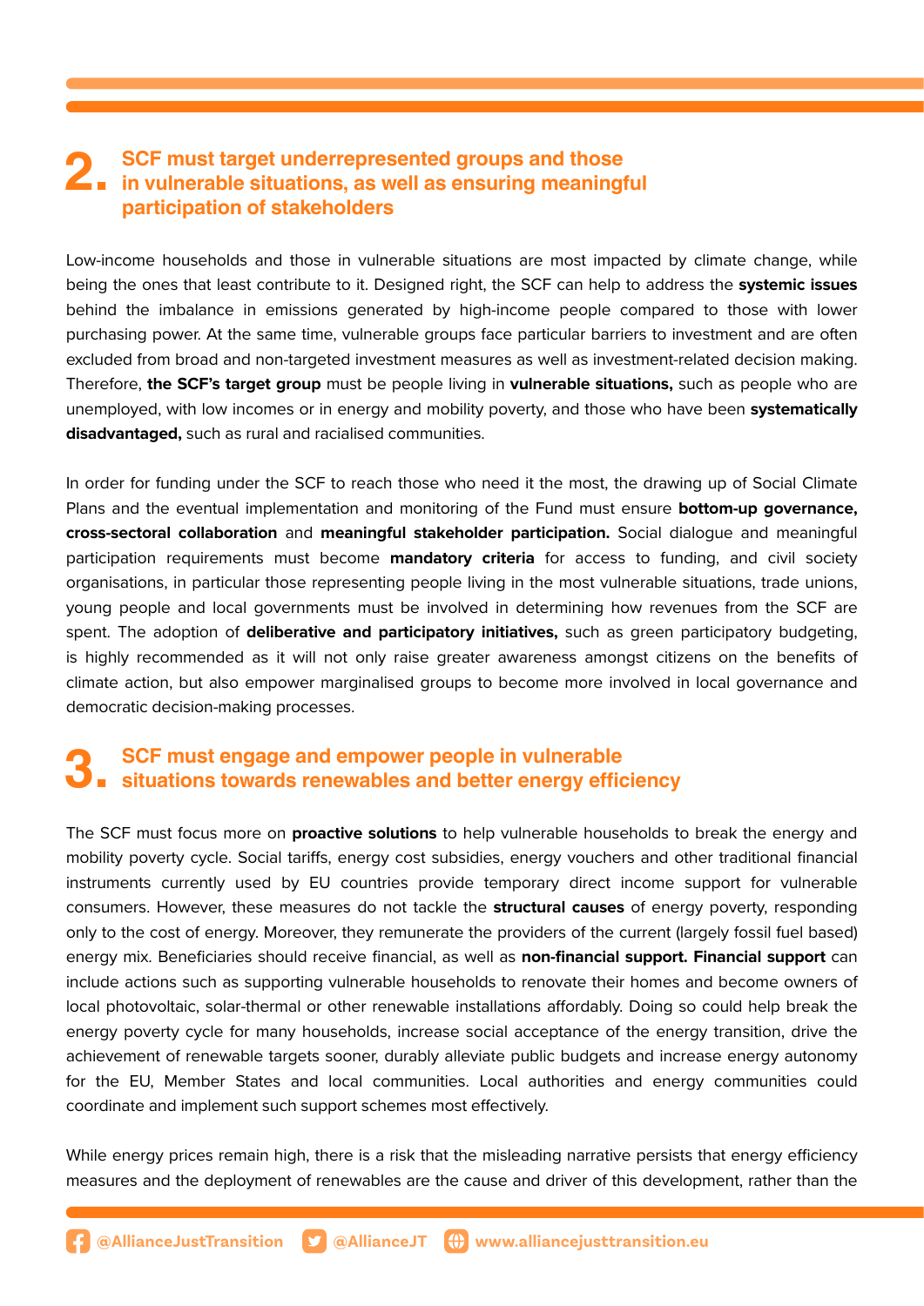## 2. SCF must target underrepresented groups and those in vulnerable situations, as well as ensuring meaningful participation of stakeholders

Low-income households and those in vulnerable situations are most impacted by climate change, while being the ones that least contribute to it. Designed right, the SCF can help to address the **systemic issues** behind the imbalance in emissions generated by high-income people compared to those with lower purchasing power. At the same time, vulnerable groups face particular barriers to investment and are often excluded from broad and non-targeted investment measures as well as investment-related decision making. Therefore, **the SCF's target group** must be people living in **vulnerable situations,** such as people who are unemployed, with low incomes or in energy and mobility poverty, and those who have been **systematically disadvantaged,** such as rural and racialised communities.

In order for funding under the SCF to reach those who need it the most, the drawing up of Social Climate Plans and the eventual implementation and monitoring of the Fund must ensure **bottom-up governance, cross-sectoral collaboration** and **meaningful stakeholder participation.** Social dialogue and meaningful participation requirements must become **mandatory criteria** for access to funding, and civil society organisations, in particular those representing people living in the most vulnerable situations, trade unions, young people and local governments must be involved in determining how revenues from the SCF are spent. The adoption of **deliberative and participatory initiatives,** such as green participatory budgeting, is highly recommended as it will not only raise greater awareness amongst citizens on the benefits of climate action, but also empower marginalised groups to become more involved in local governance and democratic decision-making processes.

## 3. SCF must engage and empower people in vulnerable situations towards renewables and better energy efficiency

The SCF must focus more on **proactive solutions** to help vulnerable households to break the energy and mobility poverty cycle. Social tariffs, energy cost subsidies, energy vouchers and other traditional financial instruments currently used by EU countries provide temporary direct income support for vulnerable consumers. However, these measures do not tackle the **structural causes** of energy poverty, responding only to the cost of energy. Moreover, they remunerate the providers of the current (largely fossil fuel based) energy mix. Beneficiaries should receive financial, as well as **non-financial support. Financial support** can include actions such as supporting vulnerable households to renovate their homes and become owners of local photovoltaic, solar-thermal or other renewable installations affordably. Doing so could help break the energy poverty cycle for many households, increase social acceptance of the energy transition, drive the achievement of renewable targets sooner, durably alleviate public budgets and increase energy autonomy for the EU, Member States and local communities. Local authorities and energy communities could coordinate and implement such support schemes most effectively.

While energy prices remain high, there is a risk that the misleading narrative persists that energy efficiency measures and the deployment of renewables are the cause and driver of this development, rather than the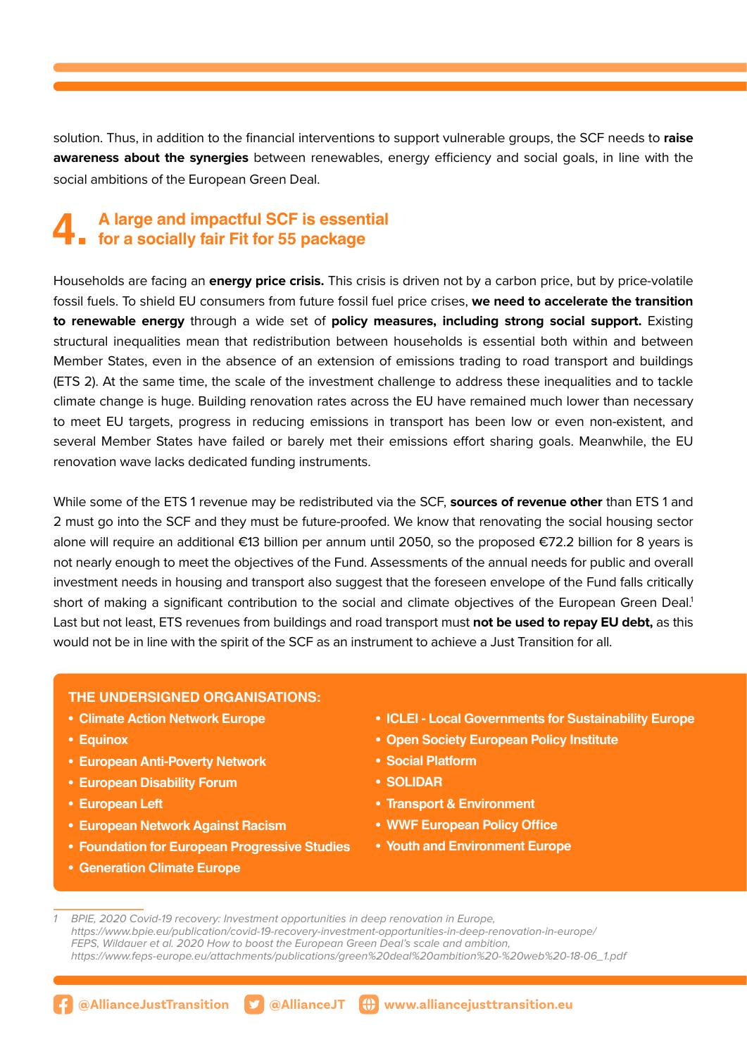solution. Thus, in addition to the financial interventions to support vulnerable groups, the SCF needs to **raise awareness about the synergies** between renewables, energy efficiency and social goals, in line with the social ambitions of the European Green Deal.

## 4. A large and impactful SCF is essential for a socially fair Fit for 55 package

Households are facing an **energy price crisis.** This crisis is driven not by a carbon price, but by price-volatile fossil fuels. To shield EU consumers from future fossil fuel price crises, **we need to accelerate the transition to renewable energy** through a wide set of **policy measures, including strong social support.** Existing structural inequalities mean that redistribution between households is essential both within and between Member States, even in the absence of an extension of emissions trading to road transport and buildings (ETS 2). At the same time, the scale of the investment challenge to address these inequalities and to tackle climate change is huge. Building renovation rates across the EU have remained much lower than necessary to meet EU targets, progress in reducing emissions in transport has been low or even non-existent, and several Member States have failed or barely met their emissions effort sharing goals. Meanwhile, the EU renovation wave lacks dedicated funding instruments.

While some of the ETS 1 revenue may be redistributed via the SCF, **sources of revenue other** than ETS 1 and 2 must go into the SCF and they must be future-proofed. We know that renovating the social housing sector alone will require an additional €13 billion per annum until 2050, so the proposed €72.2 billion for 8 years is not nearly enough to meet the objectives of the Fund. Assessments of the annual needs for public and overall investment needs in housing and transport also suggest that the foreseen envelope of the Fund falls critically short of making a significant contribution to the social and climate objectives of the European Green Deal.[1] Last but not least, ETS revenues from buildings and road transport must **not be used to repay EU debt,** as this would not be in line with the spirit of the SCF as an instrument to achieve a Just Transition for all.

**THE UNDERSIGNED ORGANISATIONS:**

- Climate Action Network Europe
- Equinox
- European Anti-Poverty Network
- European Disability Forum
- European Left
- European Network Against Racism
- Foundation for European Progressive Studies
- Generation Climate Europe
- ICLEI - Local Governments for Sustainability Europe
- Open Society European Policy Institute
- Social Platform
- SOLIDAR
- Transport & Environment
- WWF European Policy Office
- Youth and Environment Europe

1 *BPIE, 2020 Covid-19 recovery: Investment opportunities in deep renovation in Europe, https://www.bpie.eu/publication/covid-19-recovery-investment-opportunities-in-deep-renovation-in-europe/ FEPS, Wildauer et al. 2020 How to boost the European Green Deal's scale and ambition, https://www.feps-europe.eu/attachments/publications/green%20deal%20ambition%20-%20web%20-18-06_1.pdf*

@AllianceJustTransition @AllianceJT www.alliancejusttransition.eu